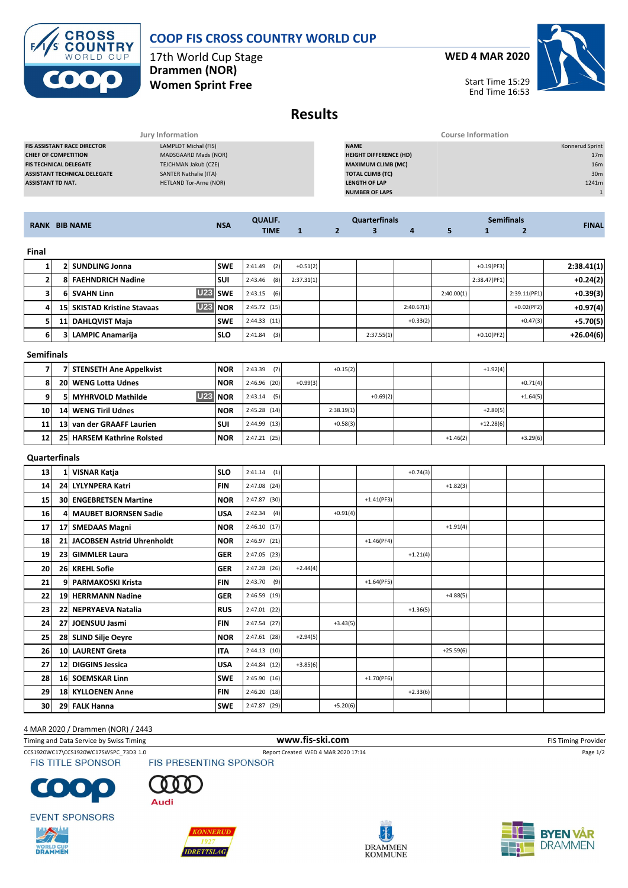# COOP FIS CROSS COUNTRY WORLD CUP

17th World Cup Stage
**Drammen (NOR)**
**Women Sprint Free**

**WED 4 MAR 2020**

Start Time 15:29
End Time 16:53

## Results

| Jury Information | |
|---|---|
| FIS ASSISTANT RACE DIRECTOR | LAMPLOT Michal (FIS) |
| CHIEF OF COMPETITION | MADSGAARD Mads (NOR) |
| FIS TECHNICAL DELEGATE | TEJCHMAN Jakub (CZE) |
| ASSISTANT TECHNICAL DELEGATE | SANTER Nathalie (ITA) |
| ASSISTANT TD NAT. | HETLAND Tor-Arne (NOR) |

| Course Information | |
|---|---|
| NAME | Konnerud Sprint |
| HEIGHT DIFFERENCE (HD) | 17m |
| MAXIMUM CLIMB (MC) | 16m |
| TOTAL CLIMB (TC) | 30m |
| LENGTH OF LAP | 1241m |
| NUMBER OF LAPS | 1 |

| RANK | BIB | NAME | NSA | QUALIF. TIME | Quarterfinals 1 | 2 | 3 | 4 | 5 | Semifinals 1 | 2 | FINAL |
|---|---|---|---|---|---|---|---|---|---|---|---|---|
| **Final** | | | | | | | | | | | | |
| 1 | 2 | SUNDLING Jonna | SWE | 2:41.49 (2) | +0.51(2) | | | | | +0.19(PF3) | | 2:38.41(1) |
| 2 | 8 | FAEHNDRICH Nadine | SUI | 2:43.46 (8) | 2:37.31(1) | | | | | 2:38.47(PF1) | | +0.24(2) |
| 3 | 6 | SVAHN Linn U23 | SWE | 2:43.15 (6) | | | | | 2:40.00(1) | | 2:39.11(PF1) | +0.39(3) |
| 4 | 15 | SKISTAD Kristine Stavaas U23 | NOR | 2:45.72 (15) | | | | 2:40.67(1) | | | +0.02(PF2) | +0.97(4) |
| 5 | 11 | DAHLQVIST Maja | SWE | 2:44.33 (11) | | | | +0.33(2) | | | +0.47(3) | +5.70(5) |
| 6 | 3 | LAMPIC Anamarija | SLO | 2:41.84 (3) | | | 2:37.55(1) | | | +0.10(PF2) | | +26.04(6) |
| **Semifinals** | | | | | | | | | | | | |
| 7 | 7 | STENSETH Ane Appelkvist | NOR | 2:43.39 (7) | | +0.15(2) | | | | +1.92(4) | | |
| 8 | 20 | WENG Lotta Udnes | NOR | 2:46.96 (20) | +0.99(3) | | | | | | +0.71(4) | |
| 9 | 5 | MYHRVOLD Mathilde U23 | NOR | 2:43.14 (5) | | | +0.69(2) | | | | +1.64(5) | |
| 10 | 14 | WENG Tiril Udnes | NOR | 2:45.28 (14) | | 2:38.19(1) | | | | +2.80(5) | | |
| 11 | 13 | van der GRAAFF Laurien | SUI | 2:44.99 (13) | | +0.58(3) | | | | +12.28(6) | | |
| 12 | 25 | HARSEM Kathrine Rolsted | NOR | 2:47.21 (25) | | | | | +1.46(2) | | +3.29(6) | |
| **Quarterfinals** | | | | | | | | | | | | |
| 13 | 1 | VISNAR Katja | SLO | 2:41.14 (1) | | | | +0.74(3) | | | | |
| 14 | 24 | LYLYNPERA Katri | FIN | 2:47.08 (24) | | | | | +1.82(3) | | | |
| 15 | 30 | ENGEBRETSEN Martine | NOR | 2:47.87 (30) | | | +1.41(PF3) | | | | | |
| 16 | 4 | MAUBET BJORNSEN Sadie | USA | 2:42.34 (4) | | +0.91(4) | | | | | | |
| 17 | 17 | SMEDAAS Magni | NOR | 2:46.10 (17) | | | | | +1.91(4) | | | |
| 18 | 21 | JACOBSEN Astrid Uhrenholdt | NOR | 2:46.97 (21) | | | +1.46(PF4) | | | | | |
| 19 | 23 | GIMMLER Laura | GER | 2:47.05 (23) | | | | +1.21(4) | | | | |
| 20 | 26 | KREHL Sofie | GER | 2:47.28 (26) | +2.44(4) | | | | | | | |
| 21 | 9 | PARMAKOSKI Krista | FIN | 2:43.70 (9) | | | +1.64(PF5) | | | | | |
| 22 | 19 | HERRMANN Nadine | GER | 2:46.59 (19) | | | | | +4.88(5) | | | |
| 23 | 22 | NEPRYAEVA Natalia | RUS | 2:47.01 (22) | | | | +1.36(5) | | | | |
| 24 | 27 | JOENSUU Jasmi | FIN | 2:47.54 (27) | | +3.43(5) | | | | | | |
| 25 | 28 | SLIND Silje Oeyre | NOR | 2:47.61 (28) | +2.94(5) | | | | | | | |
| 26 | 10 | LAURENT Greta | ITA | 2:44.13 (10) | | | | | +25.59(6) | | | |
| 27 | 12 | DIGGINS Jessica | USA | 2:44.84 (12) | +3.85(6) | | | | | | | |
| 28 | 16 | SOEMSKAR Linn | SWE | 2:45.90 (16) | | | +1.70(PF6) | | | | | |
| 29 | 18 | KYLLOENEN Anne | FIN | 2:46.20 (18) | | | | +2.33(6) | | | | |
| 30 | 29 | FALK Hanna | SWE | 2:47.87 (29) | | +5.20(6) | | | | | | |

4 MAR 2020 / Drammen (NOR) / 2443

Timing and Data Service by Swiss Timing — www.fis-ski.com — FIS Timing Provider

CCS1920WC17\CCS1920WC17SWSPC_73D3 1.0 — Report Created WED 4 MAR 2020 17:14

FIS TITLE SPONSOR — FIS PRESENTING SPONSOR

EVENT SPONSORS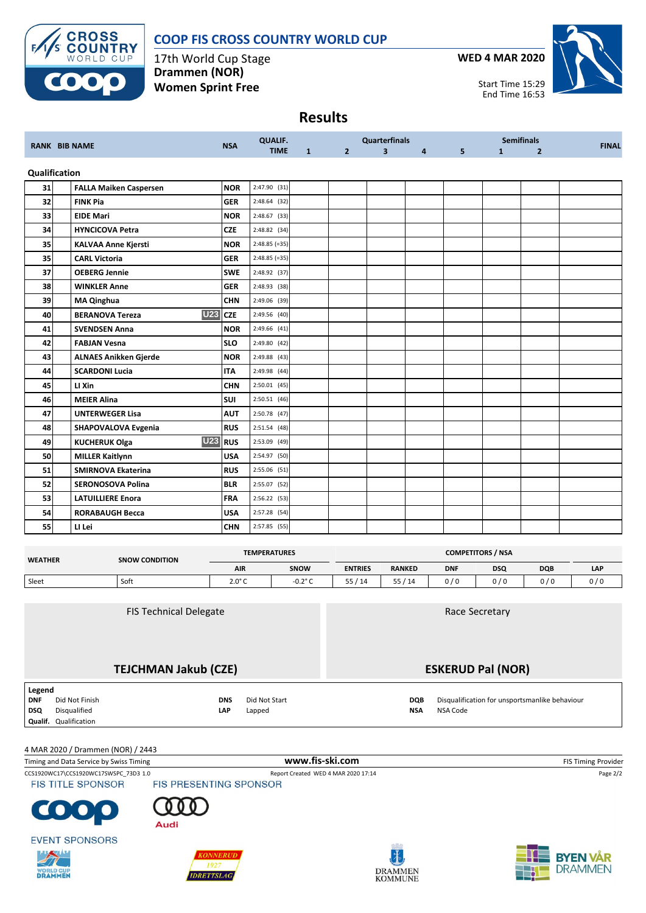# COOP FIS CROSS COUNTRY WORLD CUP

17th World Cup Stage
**Drammen (NOR)**
**Women Sprint Free**

**WED 4 MAR 2020**

Start Time 15:29
End Time 16:53

## Results

| RANK | BIB | NAME | | NSA | QUALIF. TIME | Quarterfinals 1 | 2 | 3 | 4 | 5 | Semifinals 1 | 2 | FINAL |
|---|---|---|---|---|---|---|---|---|---|---|---|---|---|
| **Qualification** | | | | | | | | | | | | | |
| 31 | | FALLA Maiken Caspersen | | NOR | 2:47.90 (31) | | | | | | | | |
| 32 | | FINK Pia | | GER | 2:48.64 (32) | | | | | | | | |
| 33 | | EIDE Mari | | NOR | 2:48.67 (33) | | | | | | | | |
| 34 | | HYNCICOVA Petra | | CZE | 2:48.82 (34) | | | | | | | | |
| 35 | | KALVAA Anne Kjersti | | NOR | 2:48.85 (=35) | | | | | | | | |
| 35 | | CARL Victoria | | GER | 2:48.85 (=35) | | | | | | | | |
| 37 | | OEBERG Jennie | | SWE | 2:48.92 (37) | | | | | | | | |
| 38 | | WINKLER Anne | | GER | 2:48.93 (38) | | | | | | | | |
| 39 | | MA Qinghua | | CHN | 2:49.06 (39) | | | | | | | | |
| 40 | | BERANOVA Tereza | U23 | CZE | 2:49.56 (40) | | | | | | | | |
| 41 | | SVENDSEN Anna | | NOR | 2:49.66 (41) | | | | | | | | |
| 42 | | FABJAN Vesna | | SLO | 2:49.80 (42) | | | | | | | | |
| 43 | | ALNAES Anikken Gjerde | | NOR | 2:49.88 (43) | | | | | | | | |
| 44 | | SCARDONI Lucia | | ITA | 2:49.98 (44) | | | | | | | | |
| 45 | | LI Xin | | CHN | 2:50.01 (45) | | | | | | | | |
| 46 | | MEIER Alina | | SUI | 2:50.51 (46) | | | | | | | | |
| 47 | | UNTERWEGER Lisa | | AUT | 2:50.78 (47) | | | | | | | | |
| 48 | | SHAPOVALOVA Evgenia | | RUS | 2:51.54 (48) | | | | | | | | |
| 49 | | KUCHERUK Olga | U23 | RUS | 2:53.09 (49) | | | | | | | | |
| 50 | | MILLER Kaitlynn | | USA | 2:54.97 (50) | | | | | | | | |
| 51 | | SMIRNOVA Ekaterina | | RUS | 2:55.06 (51) | | | | | | | | |
| 52 | | SERONOSOVA Polina | | BLR | 2:55.07 (52) | | | | | | | | |
| 53 | | LATUILLIERE Enora | | FRA | 2:56.22 (53) | | | | | | | | |
| 54 | | RORABAUGH Becca | | USA | 2:57.28 (54) | | | | | | | | |
| 55 | | LI Lei | | CHN | 2:57.85 (55) | | | | | | | | |

| WEATHER | SNOW CONDITION | TEMPERATURES AIR | SNOW | COMPETITORS / NSA ENTRIES | RANKED | DNF | DSQ | DQB | LAP |
|---|---|---|---|---|---|---|---|---|---|
| Sleet | Soft | 2.0° C | -0.2° C | 55 / 14 | 55 / 14 | 0 / 0 | 0 / 0 | 0 / 0 | 0 / 0 |

FIS Technical Delegate
**TEJCHMAN Jakub (CZE)**

Race Secretary
**ESKERUD Pal (NOR)**

**Legend**
**DNF** Did Not Finish
**DSQ** Disqualified
**Qualif.** Qualification
**DNS** Did Not Start
**LAP** Lapped
**DQB** Disqualification for unsportsmanlike behaviour
**NSA** NSA Code

4 MAR 2020 / Drammen (NOR) / 2443
Timing and Data Service by Swiss Timing
www.fis-ski.com
FIS Timing Provider
CCS1920WC17\CCS1920WC17SWSPC_73D3 1.0
Report Created WED 4 MAR 2020 17:14

FIS TITLE SPONSOR
FIS PRESENTING SPONSOR
EVENT SPONSORS